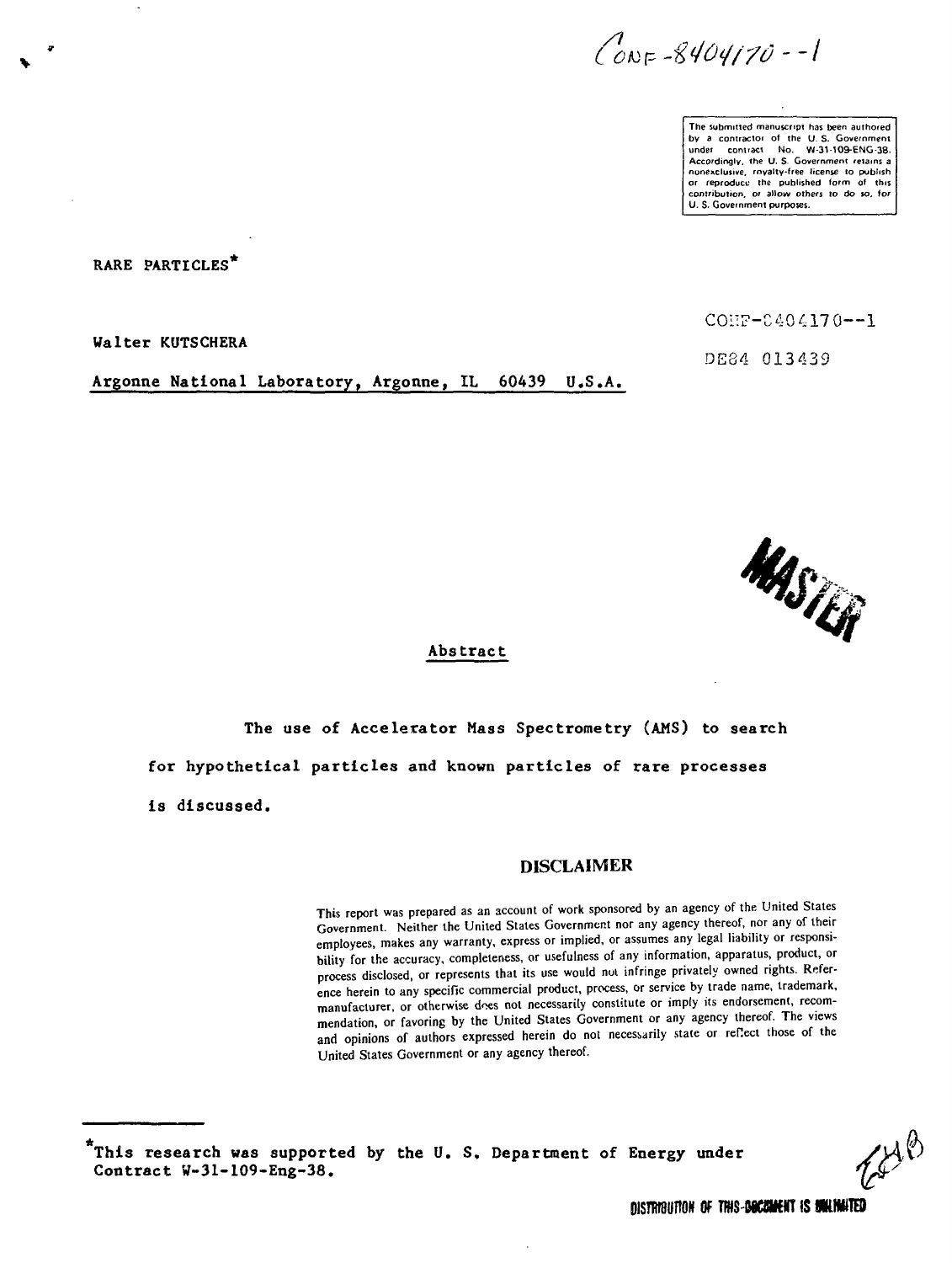CONF-8404170--1

The submitted manuscript has been authored by a contractor of the U. S. Government under contract No. W-31-109-ENG-38. Accordingly, the U. S. Government retains a nonexclusive, royalty-free license to publish or reproduce the published form of this contribution, or allow others to do so, for U. S. Government purposes.

# RARE PARTICLES*

CONF-8404170--1

DE84 013439

Walter KUTSCHERA

Argonne National Laboratory, Argonne, IL 60439 U.S.A.

MASTER

## Abstract

The use of Accelerator Mass Spectrometry (AMS) to search for hypothetical particles and known particles of rare processes is discussed.

## DISCLAIMER

This report was prepared as an account of work sponsored by an agency of the United States Government. Neither the United States Government nor any agency thereof, nor any of their employees, makes any warranty, express or implied, or assumes any legal liability or responsibility for the accuracy, completeness, or usefulness of any information, apparatus, product, or process disclosed, or represents that its use would not infringe privately owned rights. Reference herein to any specific commercial product, process, or service by trade name, trademark, manufacturer, or otherwise does not necessarily constitute or imply its endorsement, recommendation, or favoring by the United States Government or any agency thereof. The views and opinions of authors expressed herein do not necessarily state or reflect those of the United States Government or any agency thereof.

*This research was supported by the U. S. Department of Energy under Contract W-31-109-Eng-38.

DISTRIBUTION OF THIS DOCUMENT IS UNLIMITED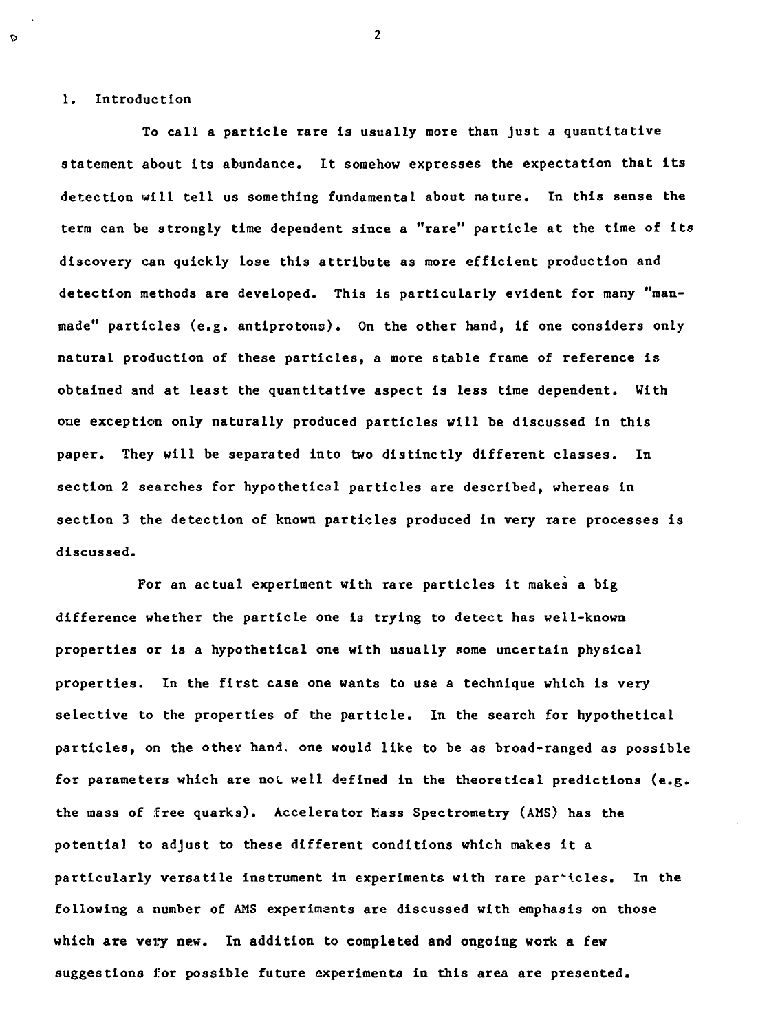## 1. Introduction

To call a particle rare is usually more than just a quantitative statement about its abundance. It somehow expresses the expectation that its detection will tell us something fundamental about nature. In this sense the term can be strongly time dependent since a "rare" particle at the time of its discovery can quickly lose this attribute as more efficient production and detection methods are developed. This is particularly evident for many "man-made" particles (e.g. antiprotons). On the other hand, if one considers only natural production of these particles, a more stable frame of reference is obtained and at least the quantitative aspect is less time dependent. With one exception only naturally produced particles will be discussed in this paper. They will be separated into two distinctly different classes. In section 2 searches for hypothetical particles are described, whereas in section 3 the detection of known particles produced in very rare processes is discussed.

For an actual experiment with rare particles it makes a big difference whether the particle one is trying to detect has well-known properties or is a hypothetical one with usually some uncertain physical properties. In the first case one wants to use a technique which is very selective to the properties of the particle. In the search for hypothetical particles, on the other hand, one would like to be as broad-ranged as possible for parameters which are not well defined in the theoretical predictions (e.g. the mass of free quarks). Accelerator Mass Spectrometry (AMS) has the potential to adjust to these different conditions which makes it a particularly versatile instrument in experiments with rare particles. In the following a number of AMS experiments are discussed with emphasis on those which are very new. In addition to completed and ongoing work a few suggestions for possible future experiments in this area are presented.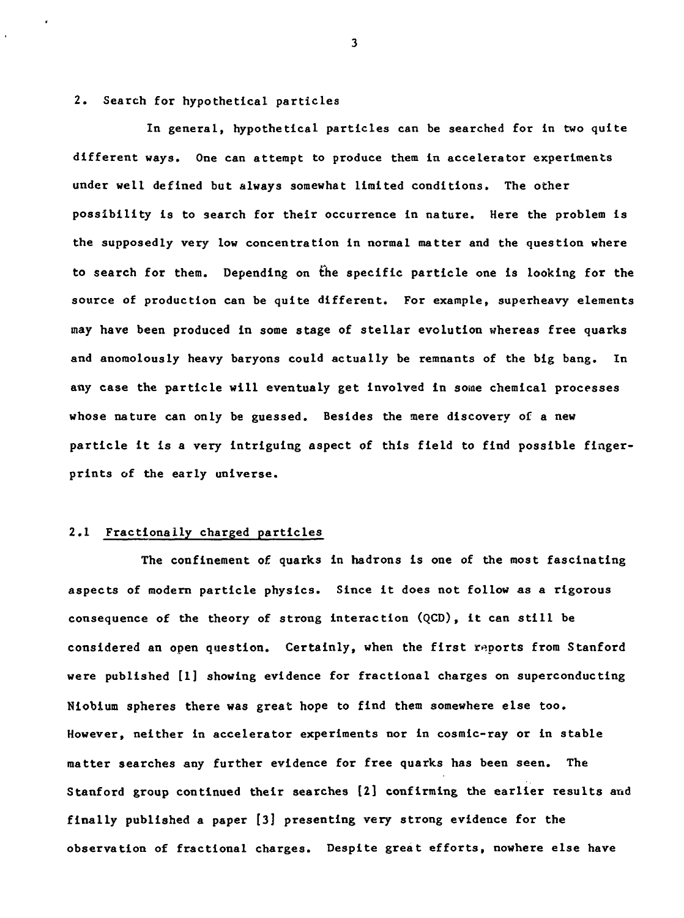## 2. Search for hypothetical particles

In general, hypothetical particles can be searched for in two quite different ways. One can attempt to produce them in accelerator experiments under well defined but always somewhat limited conditions. The other possibility is to search for their occurrence in nature. Here the problem is the supposedly very low concentration in normal matter and the question where to search for them. Depending on the specific particle one is looking for the source of production can be quite different. For example, superheavy elements may have been produced in some stage of stellar evolution whereas free quarks and anomolously heavy baryons could actually be remnants of the big bang. In any case the particle will eventualy get involved in some chemical processes whose nature can only be guessed. Besides the mere discovery of a new particle it is a very intriguing aspect of this field to find possible fingerprints of the early universe.

### 2.1 Fractionally charged particles

The confinement of quarks in hadrons is one of the most fascinating aspects of modern particle physics. Since it does not follow as a rigorous consequence of the theory of strong interaction (QCD), it can still be considered an open question. Certainly, when the first reports from Stanford were published [1] showing evidence for fractional charges on superconducting Niobium spheres there was great hope to find them somewhere else too. However, neither in accelerator experiments nor in cosmic-ray or in stable matter searches any further evidence for free quarks has been seen. The Stanford group continued their searches [2] confirming the earlier results and finally published a paper [3] presenting very strong evidence for the observation of fractional charges. Despite great efforts, nowhere else have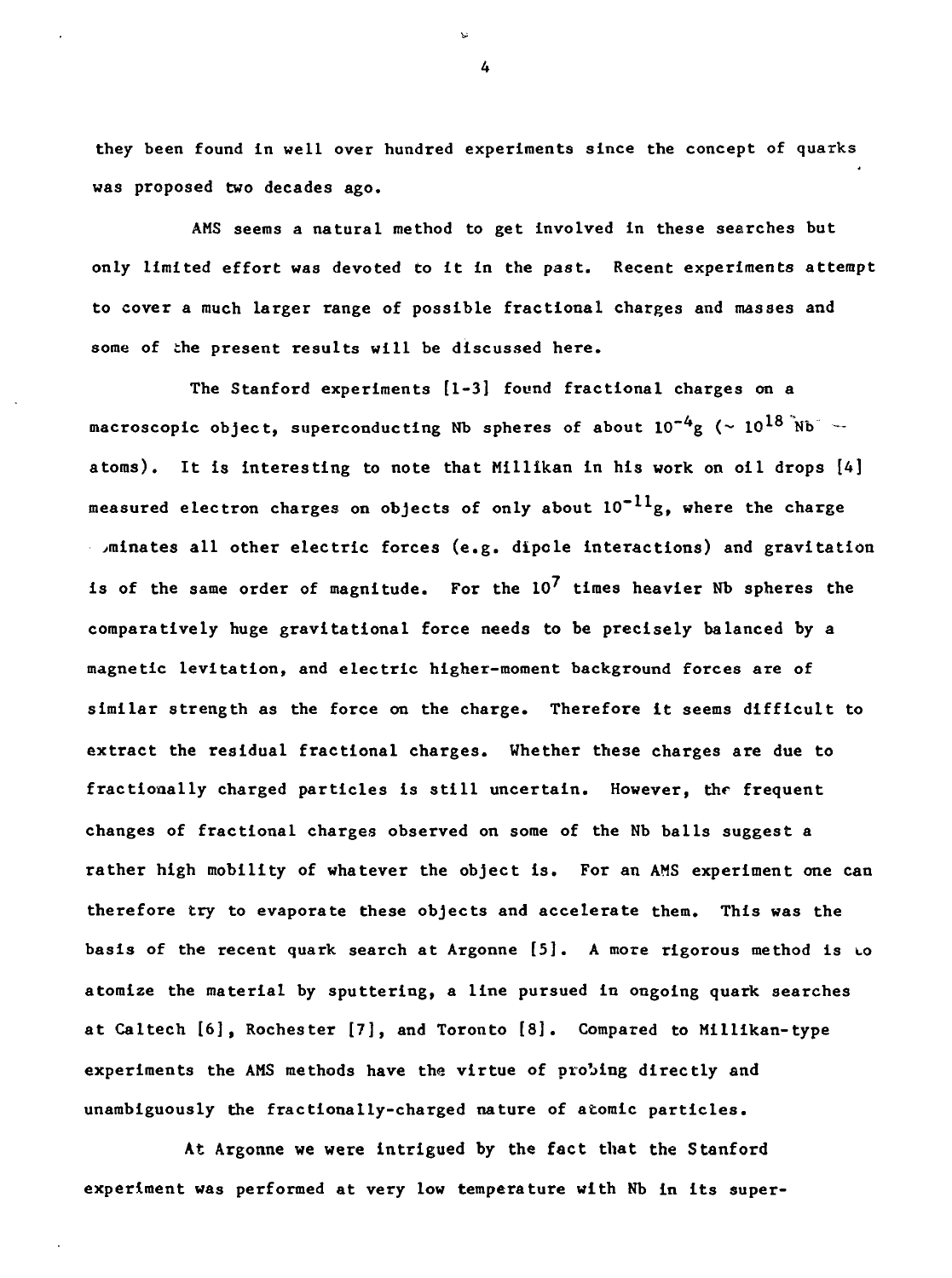they been found in well over hundred experiments since the concept of quarks was proposed two decades ago.

AMS seems a natural method to get involved in these searches but only limited effort was devoted to it in the past. Recent experiments attempt to cover a much larger range of possible fractional charges and masses and some of the present results will be discussed here.

The Stanford experiments [1-3] found fractional charges on a macroscopic object, superconducting Nb spheres of about $10^{-4}$g ($\sim 10^{18}$ Nb atoms). It is interesting to note that Millikan in his work on oil drops [4] measured electron charges on objects of only about $10^{-11}$g, where the charge dominates all other electric forces (e.g. dipole interactions) and gravitation is of the same order of magnitude. For the $10^{7}$ times heavier Nb spheres the comparatively huge gravitational force needs to be precisely balanced by a magnetic levitation, and electric higher-moment background forces are of similar strength as the force on the charge. Therefore it seems difficult to extract the residual fractional charges. Whether these charges are due to fractionally charged particles is still uncertain. However, the frequent changes of fractional charges observed on some of the Nb balls suggest a rather high mobility of whatever the object is. For an AMS experiment one can therefore try to evaporate these objects and accelerate them. This was the basis of the recent quark search at Argonne [5]. A more rigorous method is to atomize the material by sputtering, a line pursued in ongoing quark searches at Caltech [6], Rochester [7], and Toronto [8]. Compared to Millikan-type experiments the AMS methods have the virtue of probing directly and unambiguously the fractionally-charged nature of atomic particles.

At Argonne we were intrigued by the fact that the Stanford experiment was performed at very low temperature with Nb in its super-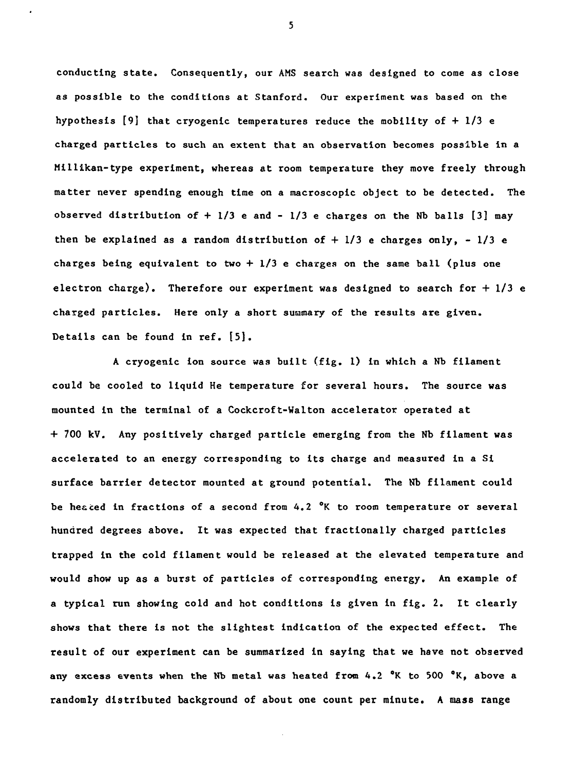conducting state. Consequently, our AMS search was designed to come as close as possible to the conditions at Stanford. Our experiment was based on the hypothesis [9] that cryogenic temperatures reduce the mobility of + 1/3 e charged particles to such an extent that an observation becomes possible in a Millikan-type experiment, whereas at room temperature they move freely through matter never spending enough time on a macroscopic object to be detected. The observed distribution of + 1/3 e and - 1/3 e charges on the Nb balls [3] may then be explained as a random distribution of + 1/3 e charges only, - 1/3 e charges being equivalent to two + 1/3 e charges on the same ball (plus one electron charge). Therefore our experiment was designed to search for + 1/3 e charged particles. Here only a short summary of the results are given. Details can be found in ref. [5].

A cryogenic ion source was built (fig. 1) in which a Nb filament could be cooled to liquid He temperature for several hours. The source was mounted in the terminal of a Cockcroft-Walton accelerator operated at + 700 kV. Any positively charged particle emerging from the Nb filament was accelerated to an energy corresponding to its charge and measured in a Si surface barrier detector mounted at ground potential. The Nb filament could be heated in fractions of a second from 4.2 °K to room temperature or several hundred degrees above. It was expected that fractionally charged particles trapped in the cold filament would be released at the elevated temperature and would show up as a burst of particles of corresponding energy. An example of a typical run showing cold and hot conditions is given in fig. 2. It clearly shows that there is not the slightest indication of the expected effect. The result of our experiment can be summarized in saying that we have not observed any excess events when the Nb metal was heated from 4.2 °K to 500 °K, above a randomly distributed background of about one count per minute. A mass range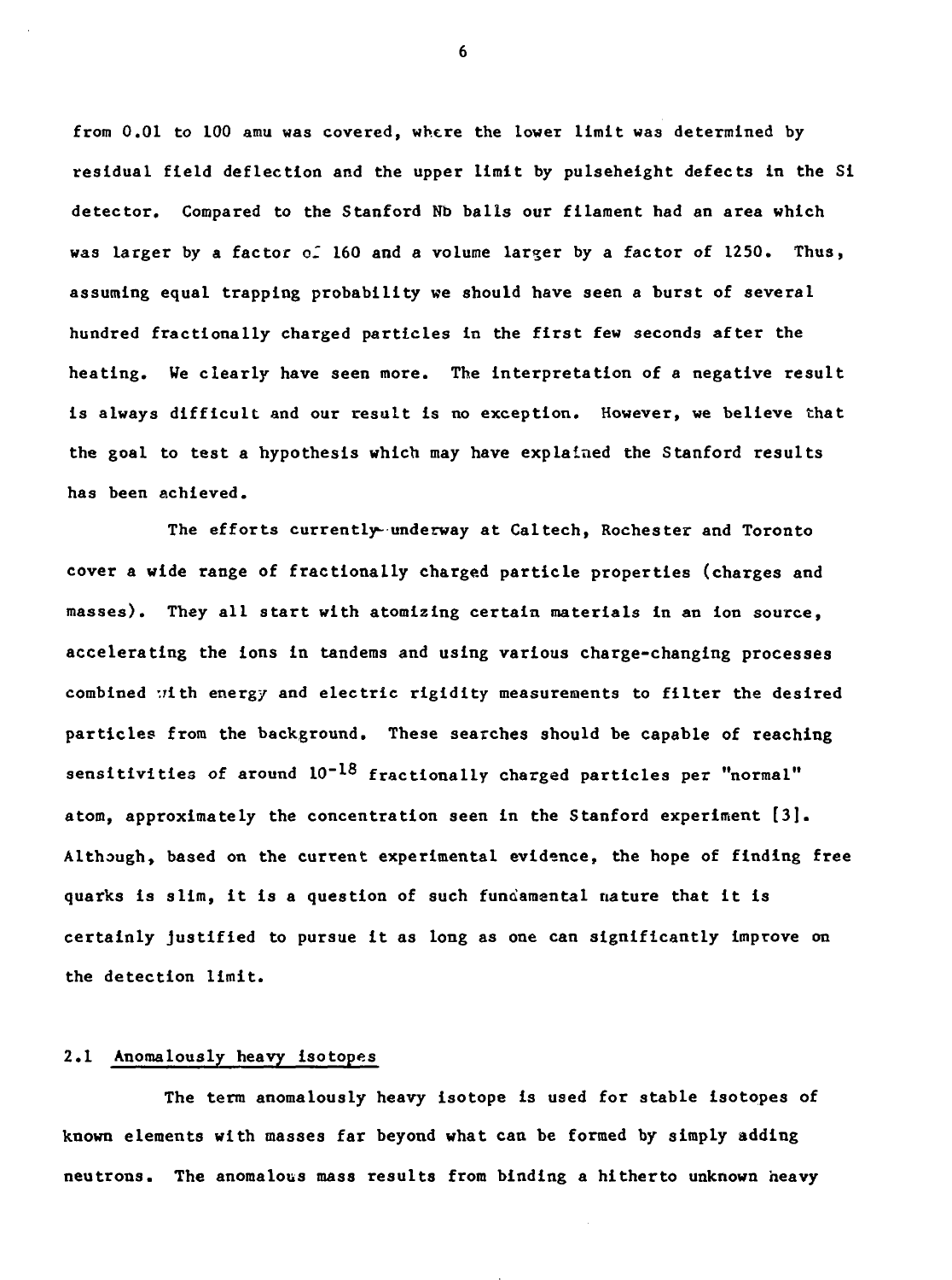from 0.01 to 100 amu was covered, where the lower limit was determined by residual field deflection and the upper limit by pulseheight defects in the Si detector. Compared to the Stanford Nb balls our filament had an area which was larger by a factor of 160 and a volume larger by a factor of 1250. Thus, assuming equal trapping probability we should have seen a burst of several hundred fractionally charged particles in the first few seconds after the heating. We clearly have seen more. The interpretation of a negative result is always difficult and our result is no exception. However, we believe that the goal to test a hypothesis which may have explained the Stanford results has been achieved.

The efforts currently underway at Caltech, Rochester and Toronto cover a wide range of fractionally charged particle properties (charges and masses). They all start with atomizing certain materials in an ion source, accelerating the ions in tandems and using various charge-changing processes combined with energy and electric rigidity measurements to filter the desired particles from the background. These searches should be capable of reaching sensitivities of around $10^{-18}$ fractionally charged particles per "normal" atom, approximately the concentration seen in the Stanford experiment [3]. Although, based on the current experimental evidence, the hope of finding free quarks is slim, it is a question of such fundamental nature that it is certainly justified to pursue it as long as one can significantly improve on the detection limit.

## 2.1 Anomalously heavy isotopes

The term anomalously heavy isotope is used for stable isotopes of known elements with masses far beyond what can be formed by simply adding neutrons. The anomalous mass results from binding a hitherto unknown heavy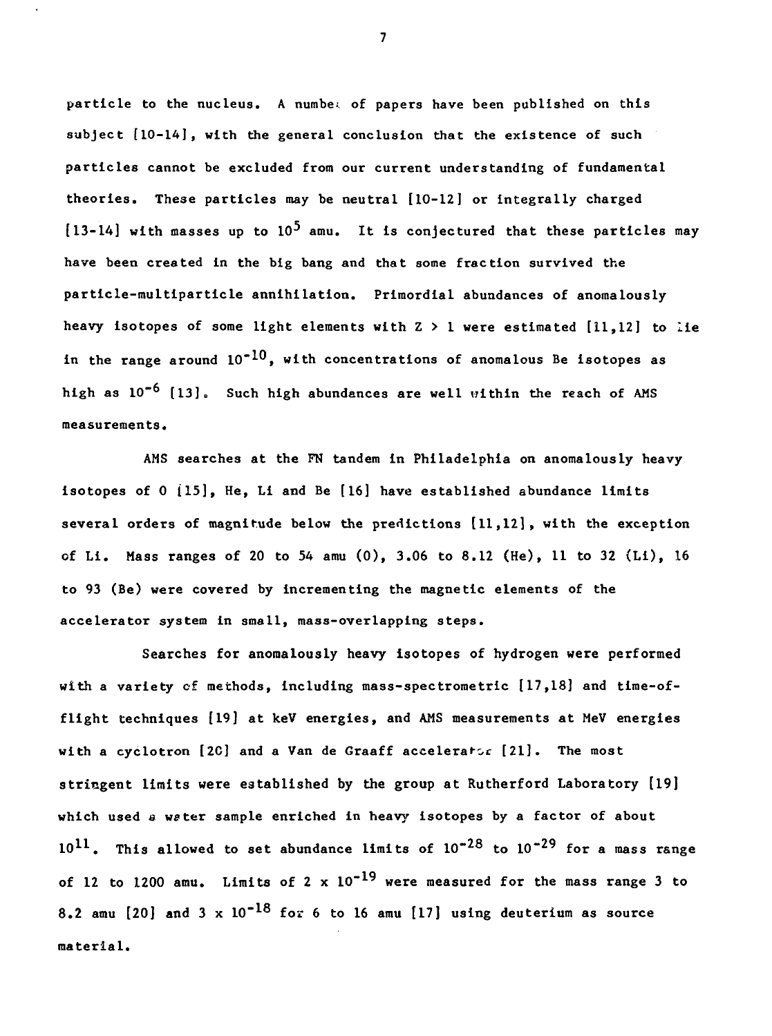particle to the nucleus. A number of papers have been published on this subject [10-14], with the general conclusion that the existence of such particles cannot be excluded from our current understanding of fundamental theories. These particles may be neutral [10-12] or integrally charged [13-14] with masses up to $10^5$ amu. It is conjectured that these particles may have been created in the big bang and that some fraction survived the particle-multiparticle annihilation. Primordial abundances of anomalously heavy isotopes of some light elements with $Z > 1$ were estimated [11,12] to lie in the range around $10^{-10}$, with concentrations of anomalous Be isotopes as high as $10^{-6}$ [13]. Such high abundances are well within the reach of AMS measurements.

AMS searches at the FN tandem in Philadelphia on anomalously heavy isotopes of O [15], He, Li and Be [16] have established abundance limits several orders of magnitude below the predictions [11,12], with the exception of Li. Mass ranges of 20 to 54 amu (O), 3.06 to 8.12 (He), 11 to 32 (Li), 16 to 93 (Be) were covered by incrementing the magnetic elements of the accelerator system in small, mass-overlapping steps.

Searches for anomalously heavy isotopes of hydrogen were performed with a variety of methods, including mass-spectrometric [17,18] and time-of-flight techniques [19] at keV energies, and AMS measurements at MeV energies with a cyclotron [20] and a Van de Graaff accelerator [21]. The most stringent limits were established by the group at Rutherford Laboratory [19] which used a water sample enriched in heavy isotopes by a factor of about $10^{11}$. This allowed to set abundance limits of $10^{-28}$ to $10^{-29}$ for a mass range of 12 to 1200 amu. Limits of $2 \times 10^{-19}$ were measured for the mass range 3 to 8.2 amu [20] and $3 \times 10^{-18}$ for 6 to 16 amu [17] using deuterium as source material.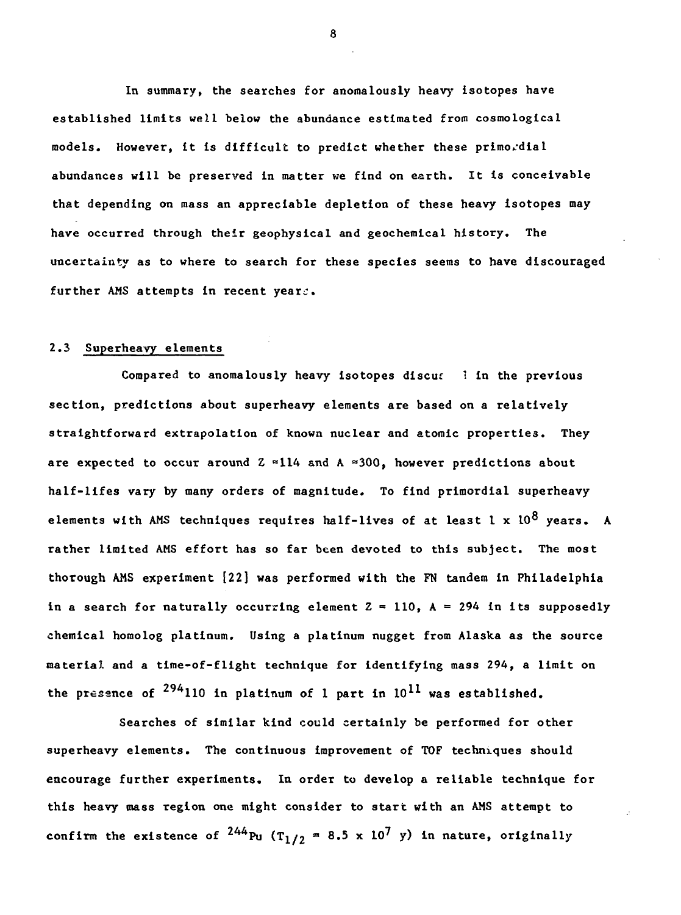In summary, the searches for anomalously heavy isotopes have established limits well below the abundance estimated from cosmological models. However, it is difficult to predict whether these primordial abundances will be preserved in matter we find on earth. It is conceivable that depending on mass an appreciable depletion of these heavy isotopes may have occurred through their geophysical and geochemical history. The uncertainty as to where to search for these species seems to have discouraged further AMS attempts in recent years.

## 2.3 Superheavy elements

Compared to anomalously heavy isotopes discussed in the previous section, predictions about superheavy elements are based on a relatively straightforward extrapolation of known nuclear and atomic properties. They are expected to occur around $Z \approx 114$ and $A \approx 300$, however predictions about half-lifes vary by many orders of magnitude. To find primordial superheavy elements with AMS techniques requires half-lives of at least $1 \times 10^8$ years. A rather limited AMS effort has so far been devoted to this subject. The most thorough AMS experiment [22] was performed with the FN tandem in Philadelphia in a search for naturally occurring element $Z = 110$, $A = 294$ in its supposedly chemical homolog platinum. Using a platinum nugget from Alaska as the source material and a time-of-flight technique for identifying mass 294, a limit on the presence of $^{294}110$ in platinum of 1 part in $10^{11}$ was established.

Searches of similar kind could certainly be performed for other superheavy elements. The continuous improvement of TOF techniques should encourage further experiments. In order to develop a reliable technique for this heavy mass region one might consider to start with an AMS attempt to confirm the existence of $^{244}$Pu ($T_{1/2} = 8.5 \times 10^7$ y) in nature, originally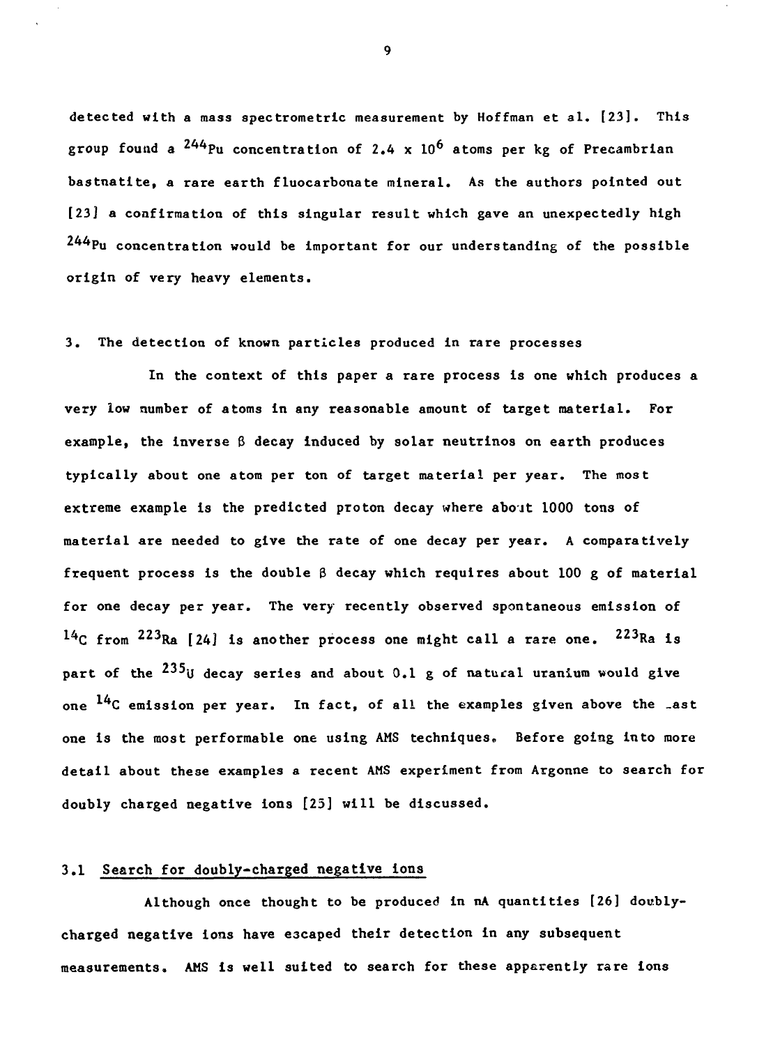detected with a mass spectrometric measurement by Hoffman et al. [23]. This group found a $^{244}Pu$ concentration of $2.4 \times 10^6$ atoms per kg of Precambrian bastnatite, a rare earth fluocarbonate mineral. As the authors pointed out [23] a confirmation of this singular result which gave an unexpectedly high $^{244}Pu$ concentration would be important for our understanding of the possible origin of very heavy elements.

## 3. The detection of known particles produced in rare processes

In the context of this paper a rare process is one which produces a very low number of atoms in any reasonable amount of target material. For example, the inverse $\beta$ decay induced by solar neutrinos on earth produces typically about one atom per ton of target material per year. The most extreme example is the predicted proton decay where about 1000 tons of material are needed to give the rate of one decay per year. A comparatively frequent process is the double $\beta$ decay which requires about 100 g of material for one decay per year. The very recently observed spontaneous emission of $^{14}C$ from $^{223}Ra$ [24] is another process one might call a rare one. $^{223}Ra$ is part of the $^{235}U$ decay series and about 0.1 g of natural uranium would give one $^{14}C$ emission per year. In fact, of all the examples given above the last one is the most performable one using AMS techniques. Before going into more detail about these examples a recent AMS experiment from Argonne to search for doubly charged negative ions [25] will be discussed.

### 3.1 Search for doubly-charged negative ions

Although once thought to be produced in nA quantities [26] doubly-charged negative ions have escaped their detection in any subsequent measurements. AMS is well suited to search for these apparently rare ions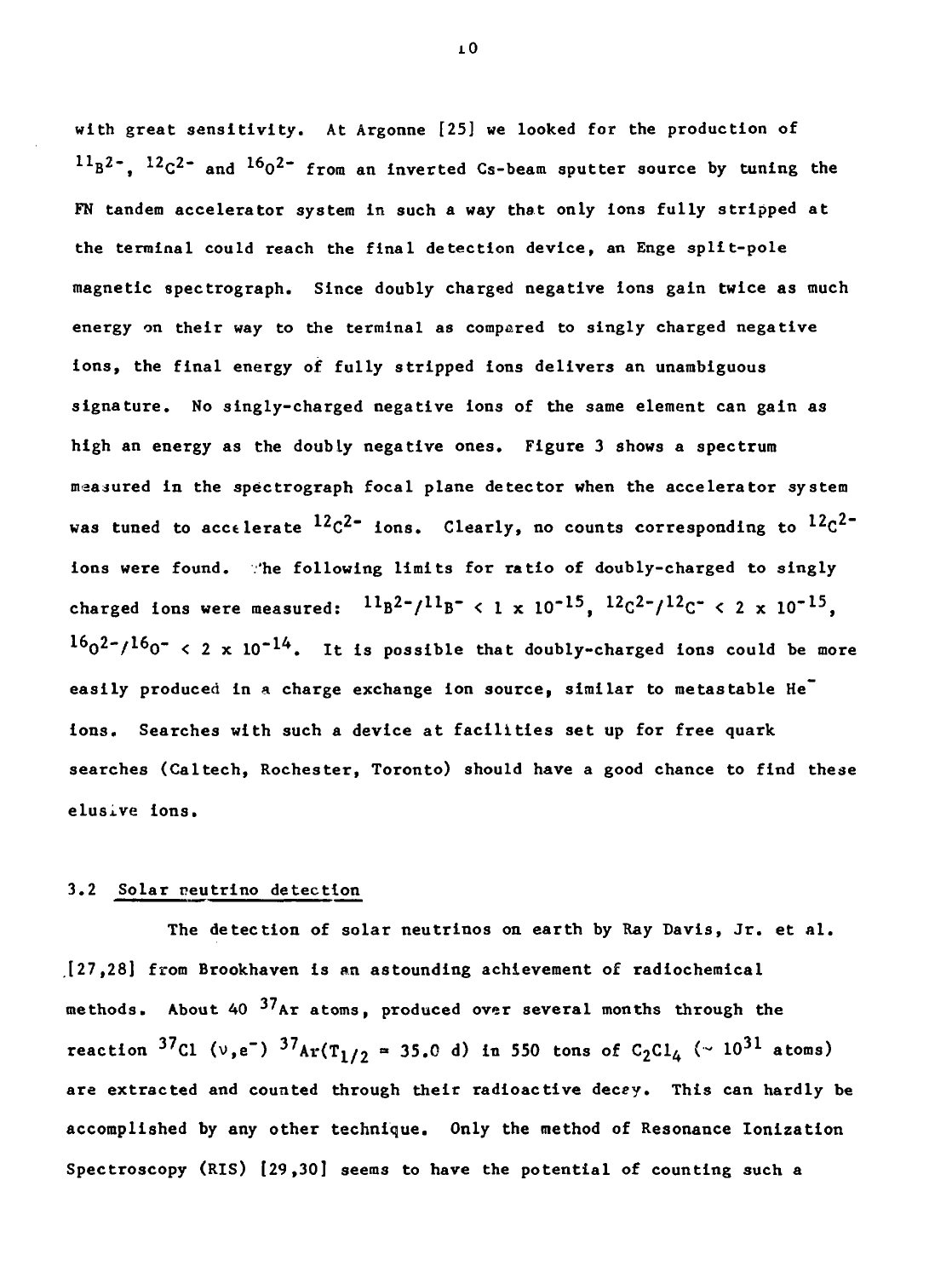with great sensitivity. At Argonne [25] we looked for the production of $^{11}B^{2-}$, $^{12}C^{2-}$ and $^{16}O^{2-}$ from an inverted Cs-beam sputter source by tuning the FN tandem accelerator system in such a way that only ions fully stripped at the terminal could reach the final detection device, an Enge split-pole magnetic spectrograph. Since doubly charged negative ions gain twice as much energy on their way to the terminal as compared to singly charged negative ions, the final energy of fully stripped ions delivers an unambiguous signature. No singly-charged negative ions of the same element can gain as high an energy as the doubly negative ones. Figure 3 shows a spectrum measured in the spectrograph focal plane detector when the accelerator system was tuned to accelerate $^{12}C^{2-}$ ions. Clearly, no counts corresponding to $^{12}C^{2-}$ ions were found. The following limits for ratio of doubly-charged to singly charged ions were measured: $^{11}B^{2-}/^{11}B^{-} < 1 \times 10^{-15}$, $^{12}C^{2-}/^{12}C^{-} < 2 \times 10^{-15}$, $^{16}O^{2-}/^{16}O^{-} < 2 \times 10^{-14}$. It is possible that doubly-charged ions could be more easily produced in a charge exchange ion source, similar to metastable $He^{-}$ ions. Searches with such a device at facilities set up for free quark searches (Caltech, Rochester, Toronto) should have a good chance to find these elusive ions.

### 3.2 Solar neutrino detection

The detection of solar neutrinos on earth by Ray Davis, Jr. et al. [27,28] from Brookhaven is an astounding achievement of radiochemical methods. About 40 $^{37}Ar$ atoms, produced over several months through the reaction $^{37}Cl\ (\nu,e^{-})\ ^{37}Ar(T_{1/2} = 35.0\ d)$ in 550 tons of $C_2Cl_4$ ($\sim 10^{31}$ atoms) are extracted and counted through their radioactive decay. This can hardly be accomplished by any other technique. Only the method of Resonance Ionization Spectroscopy (RIS) [29,30] seems to have the potential of counting such a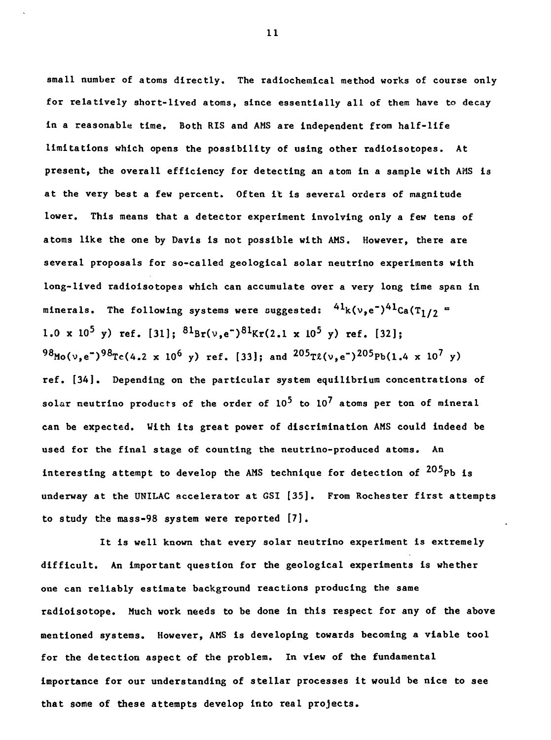small number of atoms directly. The radiochemical method works of course only for relatively short-lived atoms, since essentially all of them have to decay in a reasonable time. Both RIS and AMS are independent from half-life limitations which opens the possibility of using other radioisotopes. At present, the overall efficiency for detecting an atom in a sample with AMS is at the very best a few percent. Often it is several orders of magnitude lower. This means that a detector experiment involving only a few tens of atoms like the one by Davis is not possible with AMS. However, there are several proposals for so-called geological solar neutrino experiments with long-lived radioisotopes which can accumulate over a very long time span in minerals. The following systems were suggested: $^{41}K(\nu,e^-)^{41}Ca(T_{1/2} = 1.0 \times 10^5\ y)$ ref. [31]; $^{81}Br(\nu,e^-)^{81}Kr(2.1 \times 10^5\ y)$ ref. [32]; $^{98}Mo(\nu,e^-)^{98}Tc(4.2 \times 10^6\ y)$ ref. [33]; and $^{205}Tl(\nu,e^-)^{205}Pb(1.4 \times 10^7\ y)$ ref. [34]. Depending on the particular system equilibrium concentrations of solar neutrino products of the order of $10^5$ to $10^7$ atoms per ton of mineral can be expected. With its great power of discrimination AMS could indeed be used for the final stage of counting the neutrino-produced atoms. An interesting attempt to develop the AMS technique for detection of $^{205}Pb$ is underway at the UNILAC accelerator at GSI [35]. From Rochester first attempts to study the mass-98 system were reported [7].

It is well known that every solar neutrino experiment is extremely difficult. An important question for the geological experiments is whether one can reliably estimate background reactions producing the same radioisotope. Much work needs to be done in this respect for any of the above mentioned systems. However, AMS is developing towards becoming a viable tool for the detection aspect of the problem. In view of the fundamental importance for our understanding of stellar processes it would be nice to see that some of these attempts develop into real projects.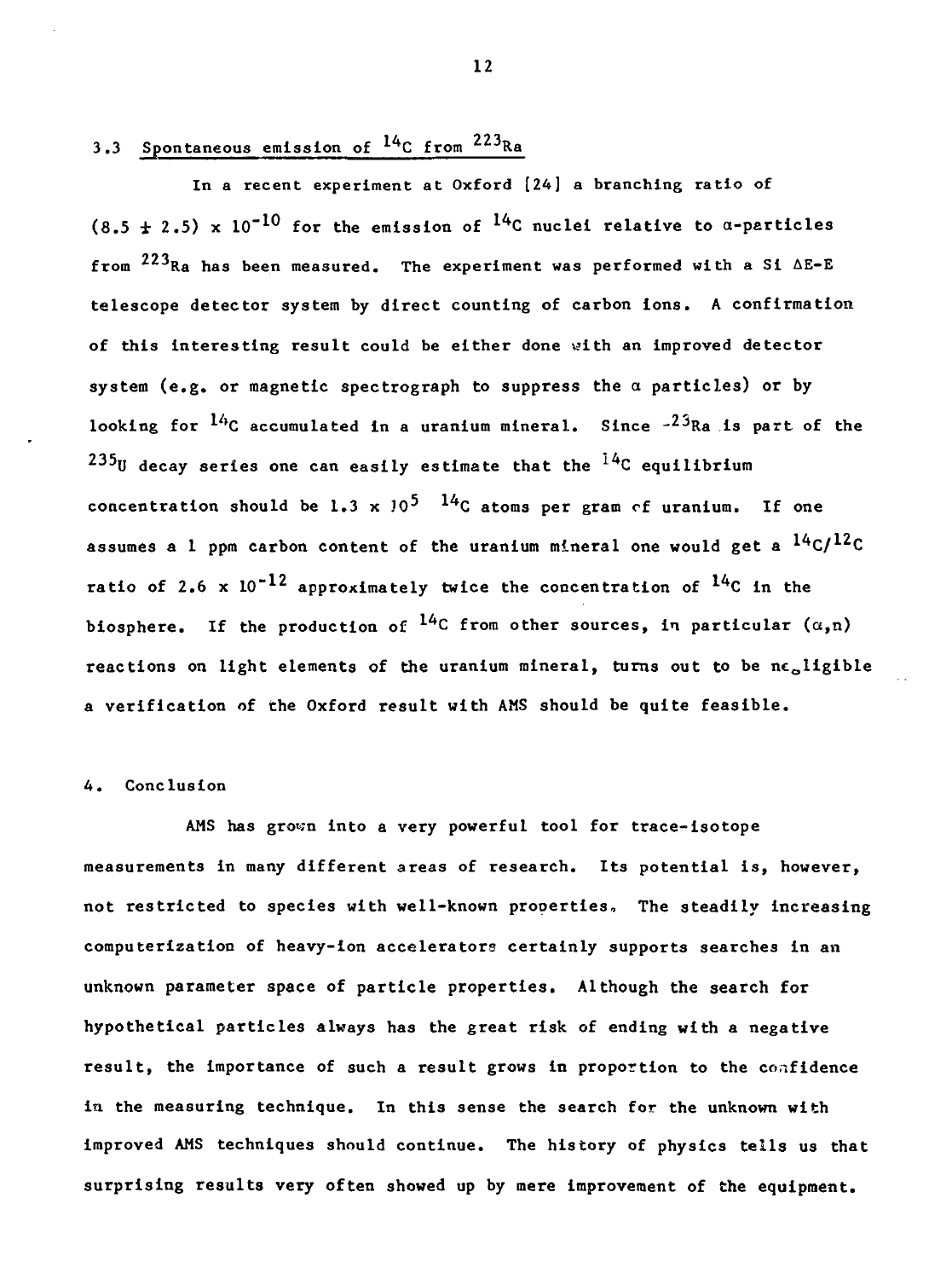### 3.3 Spontaneous emission of $^{14}C$ from $^{223}Ra$

In a recent experiment at Oxford [24] a branching ratio of $(8.5 \pm 2.5) \times 10^{-10}$ for the emission of $^{14}C$ nuclei relative to $\alpha$-particles from $^{223}Ra$ has been measured. The experiment was performed with a Si $\Delta E$-E telescope detector system by direct counting of carbon ions. A confirmation of this interesting result could be either done with an improved detector system (e.g. or magnetic spectrograph to suppress the $\alpha$ particles) or by looking for $^{14}C$ accumulated in a uranium mineral. Since $^{223}Ra$ is part of the $^{235}U$ decay series one can easily estimate that the $^{14}C$ equilibrium concentration should be $1.3 \times 10^{5}$ $^{14}C$ atoms per gram of uranium. If one assumes a 1 ppm carbon content of the uranium mineral one would get a $^{14}C/^{12}C$ ratio of $2.6 \times 10^{-12}$ approximately twice the concentration of $^{14}C$ in the biosphere. If the production of $^{14}C$ from other sources, in particular $(\alpha,n)$ reactions on light elements of the uranium mineral, turns out to be negligible a verification of the Oxford result with AMS should be quite feasible.

## 4. Conclusion

AMS has grown into a very powerful tool for trace-isotope measurements in many different areas of research. Its potential is, however, not restricted to species with well-known properties. The steadily increasing computerization of heavy-ion accelerators certainly supports searches in an unknown parameter space of particle properties. Although the search for hypothetical particles always has the great risk of ending with a negative result, the importance of such a result grows in proportion to the confidence in the measuring technique. In this sense the search for the unknown with improved AMS techniques should continue. The history of physics tells us that surprising results very often showed up by mere improvement of the equipment.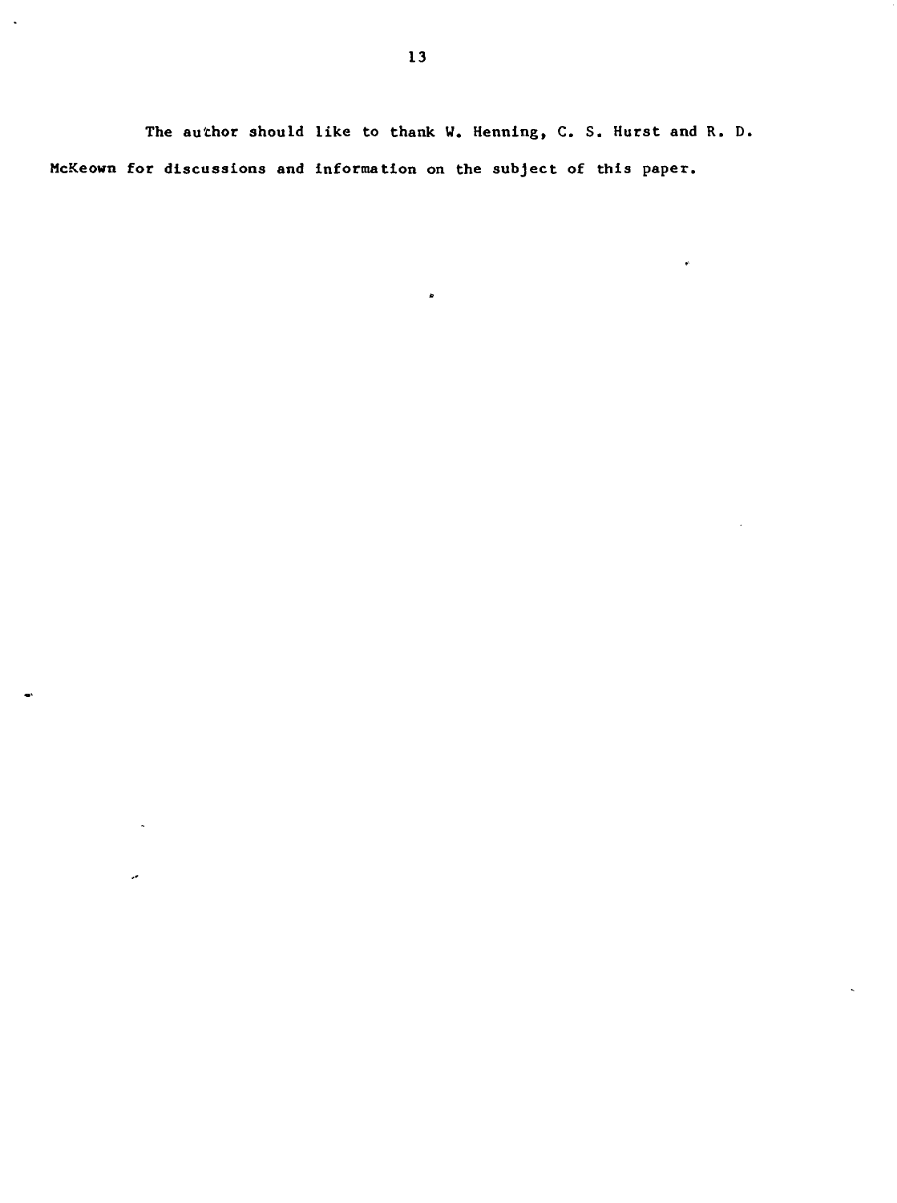The author should like to thank W. Henning, C. S. Hurst and R. D. McKeown for discussions and information on the subject of this paper.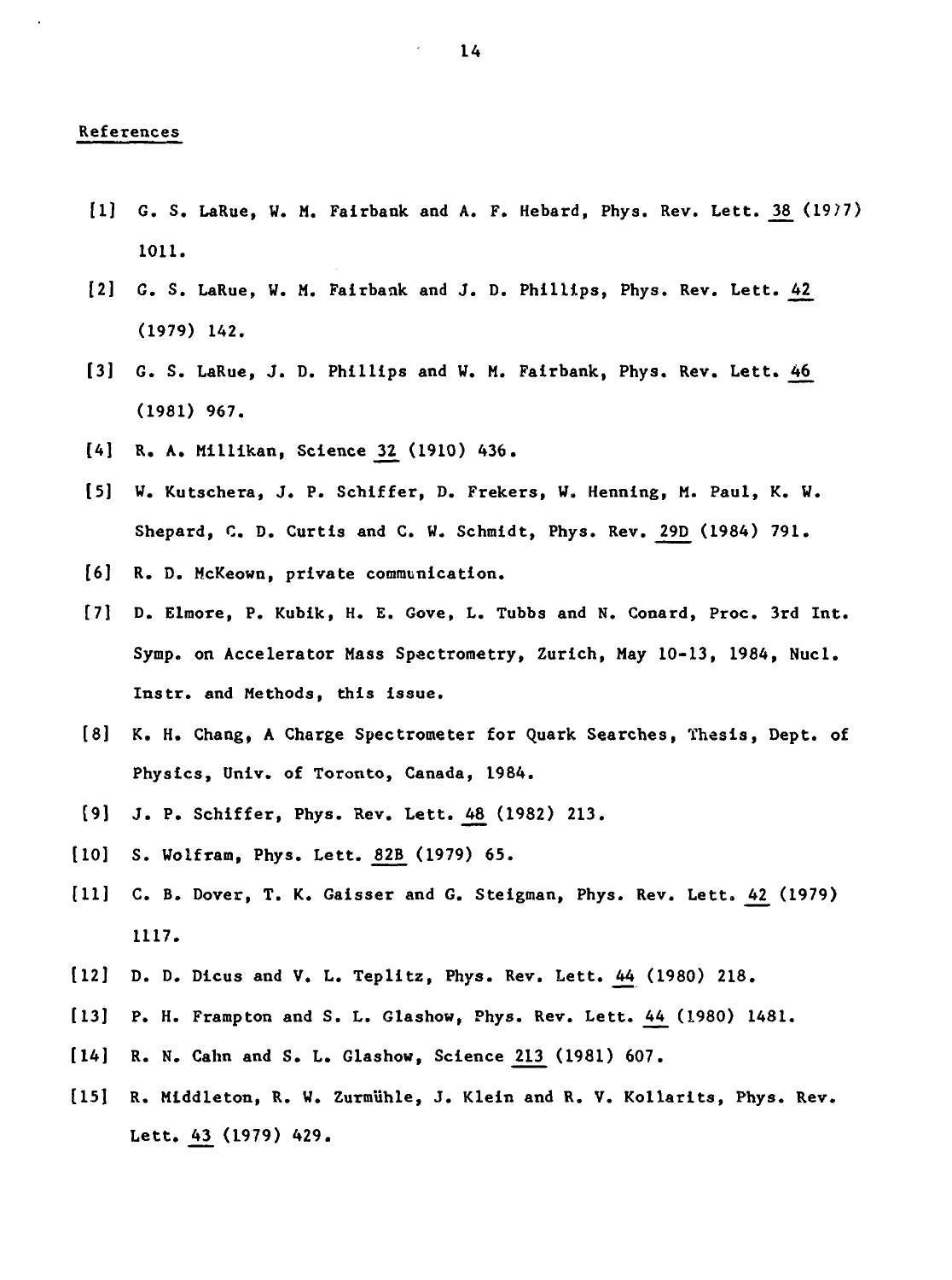## References

[1] G. S. LaRue, W. M. Fairbank and A. F. Hebard, Phys. Rev. Lett. 38 (1977) 1011.

[2] G. S. LaRue, W. M. Fairbank and J. D. Phillips, Phys. Rev. Lett. 42 (1979) 142.

[3] G. S. LaRue, J. D. Phillips and W. M. Fairbank, Phys. Rev. Lett. 46 (1981) 967.

[4] R. A. Millikan, Science 32 (1910) 436.

[5] W. Kutschera, J. P. Schiffer, D. Frekers, W. Henning, M. Paul, K. W. Shepard, C. D. Curtis and C. W. Schmidt, Phys. Rev. 29D (1984) 791.

[6] R. D. McKeown, private communication.

[7] D. Elmore, P. Kubik, H. E. Gove, L. Tubbs and N. Conard, Proc. 3rd Int. Symp. on Accelerator Mass Spectrometry, Zurich, May 10-13, 1984, Nucl. Instr. and Methods, this issue.

[8] K. H. Chang, A Charge Spectrometer for Quark Searches, Thesis, Dept. of Physics, Univ. of Toronto, Canada, 1984.

[9] J. P. Schiffer, Phys. Rev. Lett. 48 (1982) 213.

[10] S. Wolfram, Phys. Lett. 82B (1979) 65.

[11] C. B. Dover, T. K. Gaisser and G. Steigman, Phys. Rev. Lett. 42 (1979) 1117.

[12] D. D. Dicus and V. L. Teplitz, Phys. Rev. Lett. 44 (1980) 218.

[13] P. H. Frampton and S. L. Glashow, Phys. Rev. Lett. 44 (1980) 1481.

[14] R. N. Cahn and S. L. Glashow, Science 213 (1981) 607.

[15] R. Middleton, R. W. Zurmühle, J. Klein and R. V. Kollarits, Phys. Rev. Lett. 43 (1979) 429.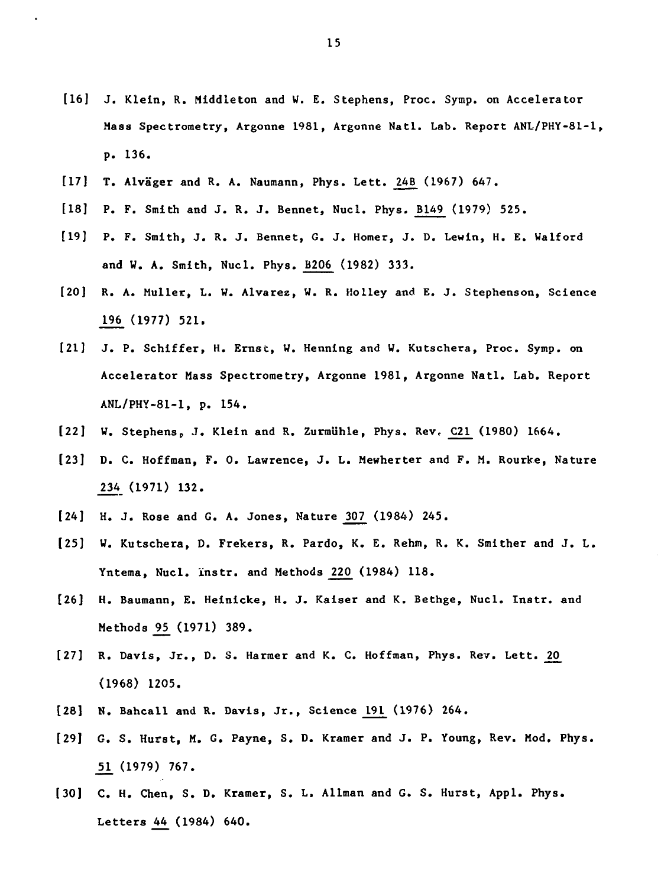[16] J. Klein, R. Middleton and W. E. Stephens, Proc. Symp. on Accelerator Mass Spectrometry, Argonne 1981, Argonne Natl. Lab. Report ANL/PHY-81-1, p. 136.

[17] T. Alväger and R. A. Naumann, Phys. Lett. 24B (1967) 647.

[18] P. F. Smith and J. R. J. Bennet, Nucl. Phys. B149 (1979) 525.

[19] P. F. Smith, J. R. J. Bennet, G. J. Homer, J. D. Lewin, H. E. Walford and W. A. Smith, Nucl. Phys. B206 (1982) 333.

[20] R. A. Muller, L. W. Alvarez, W. R. Holley and E. J. Stephenson, Science 196 (1977) 521.

[21] J. P. Schiffer, H. Ernst, W. Henning and W. Kutschera, Proc. Symp. on Accelerator Mass Spectrometry, Argonne 1981, Argonne Natl. Lab. Report ANL/PHY-81-1, p. 154.

[22] W. Stephens, J. Klein and R. Zurmühle, Phys. Rev. C21 (1980) 1664.

[23] D. C. Hoffman, F. O. Lawrence, J. L. Mewherter and F. M. Rourke, Nature 234 (1971) 132.

[24] H. J. Rose and G. A. Jones, Nature 307 (1984) 245.

[25] W. Kutschera, D. Frekers, R. Pardo, K. E. Rehm, R. K. Smither and J. L. Yntema, Nucl. Instr. and Methods 220 (1984) 118.

[26] H. Baumann, E. Heinicke, H. J. Kaiser and K. Bethge, Nucl. Instr. and Methods 95 (1971) 389.

[27] R. Davis, Jr., D. S. Harmer and K. C. Hoffman, Phys. Rev. Lett. 20 (1968) 1205.

[28] N. Bahcall and R. Davis, Jr., Science 191 (1976) 264.

[29] G. S. Hurst, M. G. Payne, S. D. Kramer and J. P. Young, Rev. Mod. Phys. 51 (1979) 767.

[30] C. H. Chen, S. D. Kramer, S. L. Allman and G. S. Hurst, Appl. Phys. Letters 44 (1984) 640.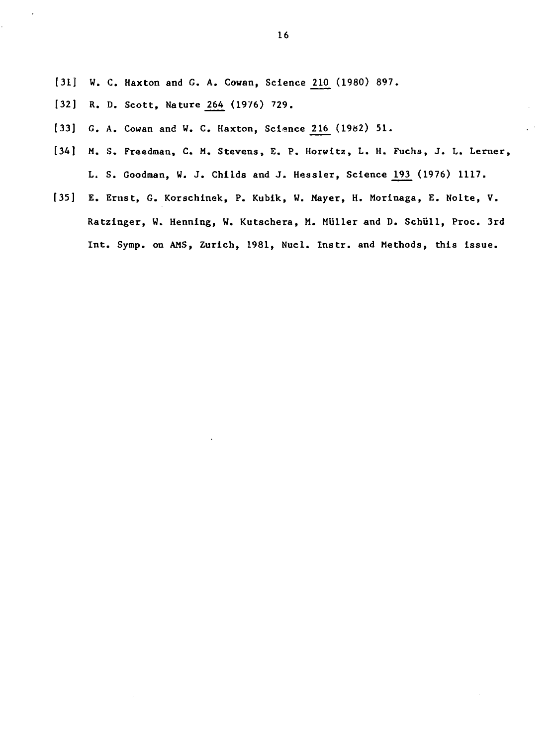[31] W. C. Haxton and G. A. Cowan, Science 210 (1980) 897.

[32] R. D. Scott, Nature 264 (1976) 729.

[33] G. A. Cowan and W. C. Haxton, Science 216 (1982) 51.

[34] M. S. Freedman, C. M. Stevens, E. P. Horwitz, L. H. Fuchs, J. L. Lerner, L. S. Goodman, W. J. Childs and J. Hessler, Science 193 (1976) 1117.

[35] E. Ernst, G. Korschinek, P. Kubik, W. Mayer, H. Morinaga, E. Nolte, V. Ratzinger, W. Henning, W. Kutschera, M. Müller and D. Schüll, Proc. 3rd Int. Symp. on AMS, Zurich, 1981, Nucl. Instr. and Methods, this issue.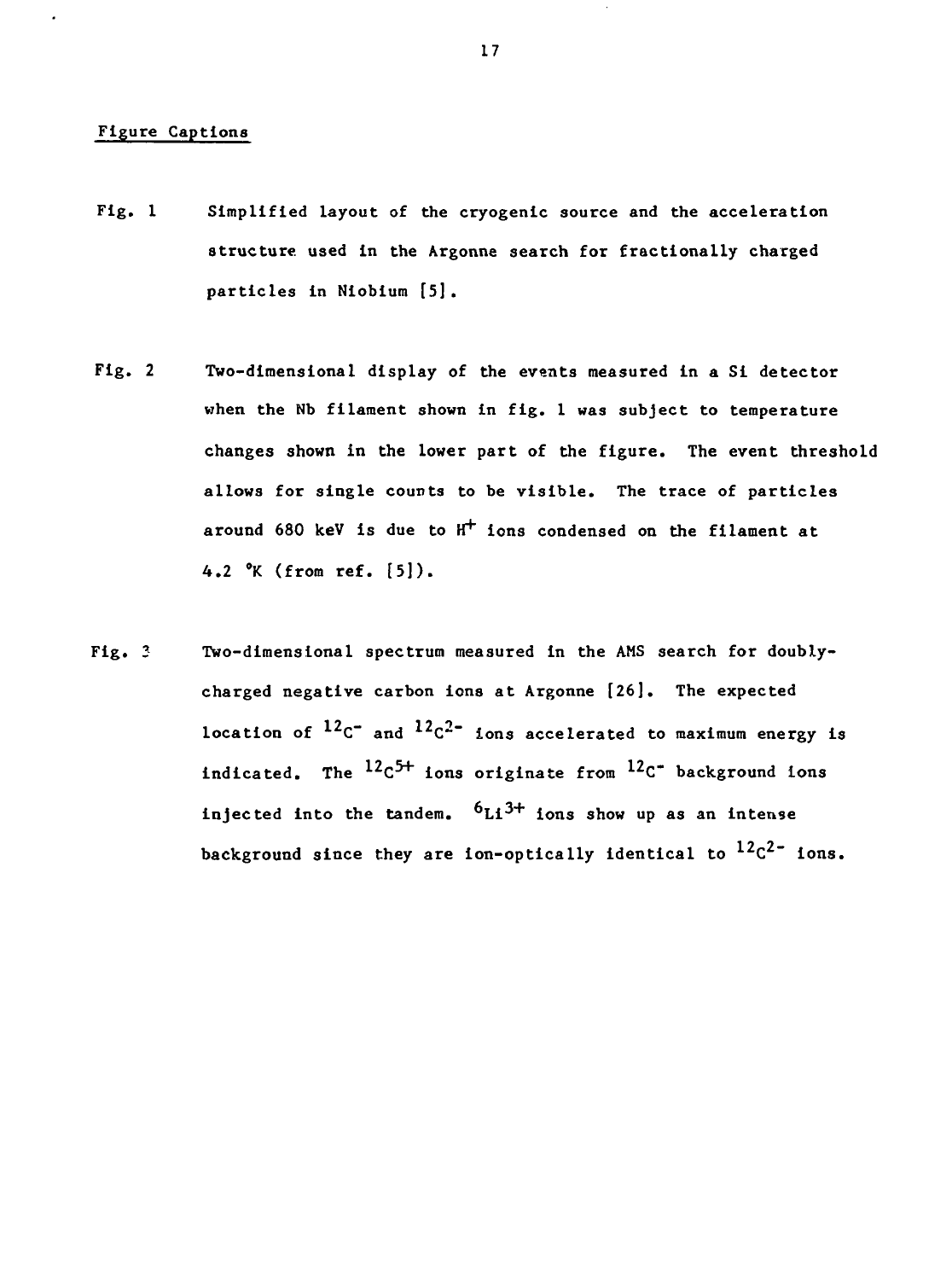## Figure Captions

Fig. 1 Simplified layout of the cryogenic source and the acceleration structure used in the Argonne search for fractionally charged particles in Niobium [5].

Fig. 2 Two-dimensional display of the events measured in a Si detector when the Nb filament shown in fig. 1 was subject to temperature changes shown in the lower part of the figure. The event threshold allows for single counts to be visible. The trace of particles around 680 keV is due to $H^+$ ions condensed on the filament at 4.2 °K (from ref. [5]).

Fig. 3 Two-dimensional spectrum measured in the AMS search for doubly-charged negative carbon ions at Argonne [26]. The expected location of $^{12}C^-$ and $^{12}C^{2-}$ ions accelerated to maximum energy is indicated. The $^{12}C^{5+}$ ions originate from $^{12}C^-$ background ions injected into the tandem. $^6Li^{3+}$ ions show up as an intense background since they are ion-optically identical to $^{12}C^{2-}$ ions.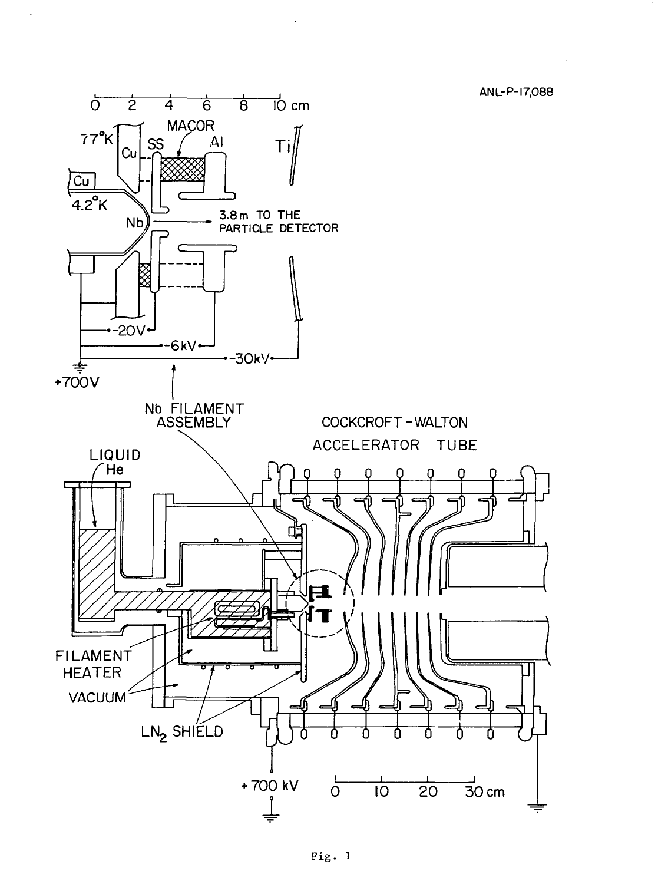ANL-P-17,088

Fig. 1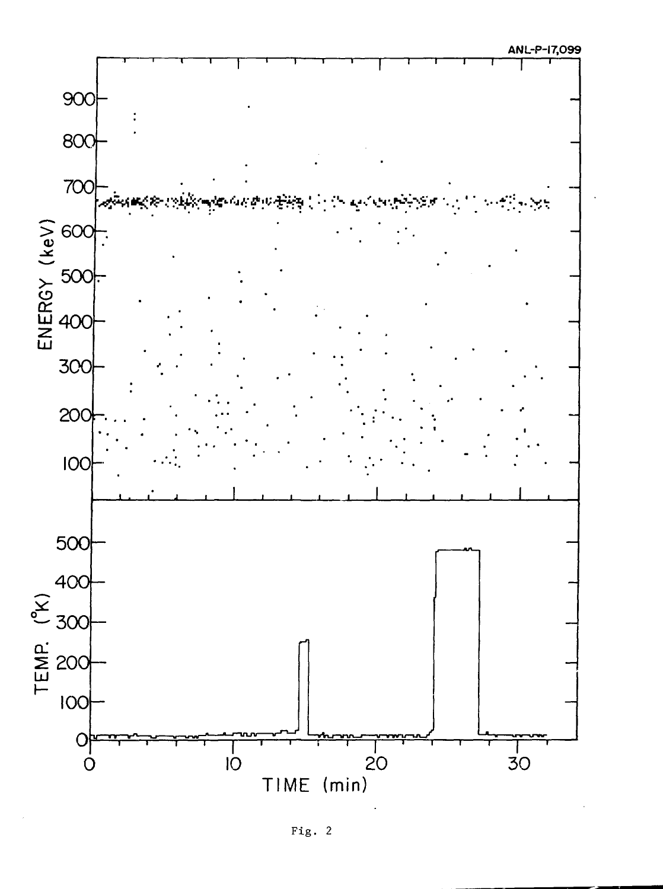ANL-P-17,099

Fig. 2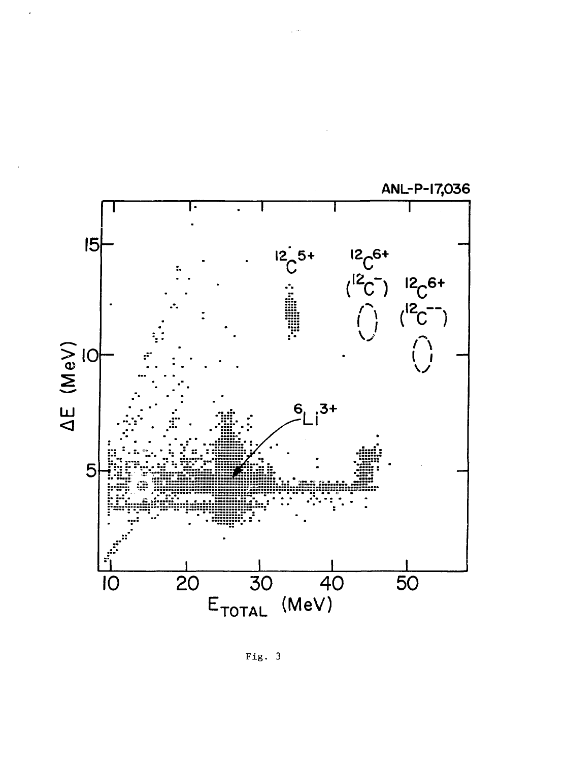ANL-P-17,036

$^{12}C^{5+}$

$^{12}C^{6+}$

$(^{12}C^{-})$

$^{12}C^{6+}$

$(^{12}C^{--})$

$^{6}Li^{3+}$

ΔE (MeV)

15

10

5

$E_{TOTAL}$ (MeV)

10

20

30

40

50

Fig. 3